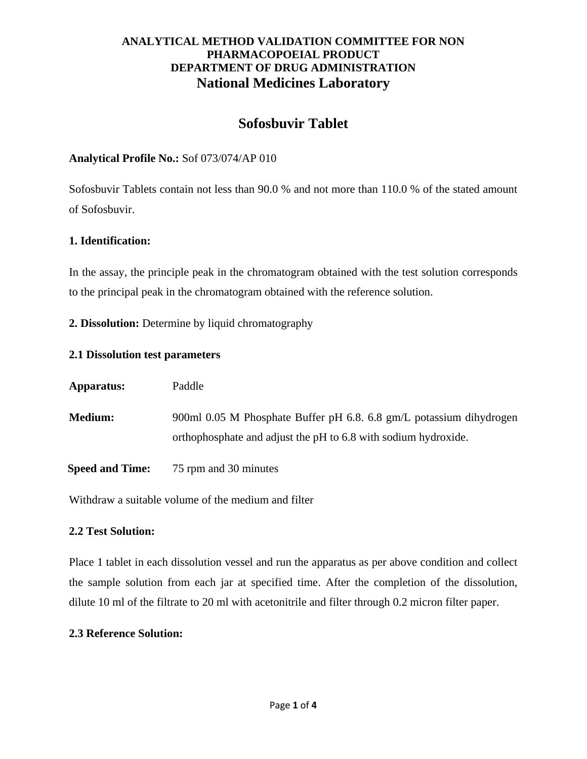**ANALYTICAL METHOD VALIDATION COMMITTEE FOR NON PHARMACOPOEIAL PRODUCT**
**DEPARTMENT OF DRUG ADMINISTRATION**
**National Medicines Laboratory**

# Sofosbuvir Tablet

**Analytical Profile No.:** Sof 073/074/AP 010

Sofosbuvir Tablets contain not less than 90.0 % and not more than 110.0 % of the stated amount of Sofosbuvir.

**1. Identification:**

In the assay, the principle peak in the chromatogram obtained with the test solution corresponds to the principal peak in the chromatogram obtained with the reference solution.

**2. Dissolution:** Determine by liquid chromatography

**2.1 Dissolution test parameters**

**Apparatus:** Paddle

**Medium:** 900ml 0.05 M Phosphate Buffer pH 6.8. 6.8 gm/L potassium dihydrogen orthophosphate and adjust the pH to 6.8 with sodium hydroxide.

**Speed and Time:** 75 rpm and 30 minutes

Withdraw a suitable volume of the medium and filter

**2.2 Test Solution:**

Place 1 tablet in each dissolution vessel and run the apparatus as per above condition and collect the sample solution from each jar at specified time. After the completion of the dissolution, dilute 10 ml of the filtrate to 20 ml with acetonitrile and filter through 0.2 micron filter paper.

**2.3 Reference Solution:**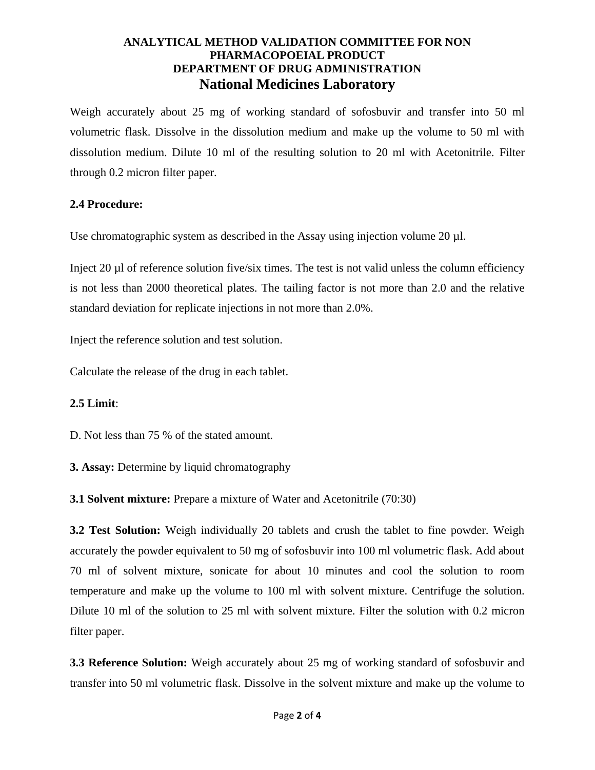Weigh accurately about 25 mg of working standard of sofosbuvir and transfer into 50 ml volumetric flask. Dissolve in the dissolution medium and make up the volume to 50 ml with dissolution medium. Dilute 10 ml of the resulting solution to 20 ml with Acetonitrile. Filter through 0.2 micron filter paper.

**2.4 Procedure:**

Use chromatographic system as described in the Assay using injection volume 20 µl.

Inject 20 µl of reference solution five/six times. The test is not valid unless the column efficiency is not less than 2000 theoretical plates. The tailing factor is not more than 2.0 and the relative standard deviation for replicate injections in not more than 2.0%.

Inject the reference solution and test solution.

Calculate the release of the drug in each tablet.

**2.5 Limit**:

D. Not less than 75 % of the stated amount.

**3. Assay:** Determine by liquid chromatography

**3.1 Solvent mixture:** Prepare a mixture of Water and Acetonitrile (70:30)

**3.2 Test Solution:** Weigh individually 20 tablets and crush the tablet to fine powder. Weigh accurately the powder equivalent to 50 mg of sofosbuvir into 100 ml volumetric flask. Add about 70 ml of solvent mixture, sonicate for about 10 minutes and cool the solution to room temperature and make up the volume to 100 ml with solvent mixture. Centrifuge the solution. Dilute 10 ml of the solution to 25 ml with solvent mixture. Filter the solution with 0.2 micron filter paper.

**3.3 Reference Solution:** Weigh accurately about 25 mg of working standard of sofosbuvir and transfer into 50 ml volumetric flask. Dissolve in the solvent mixture and make up the volume to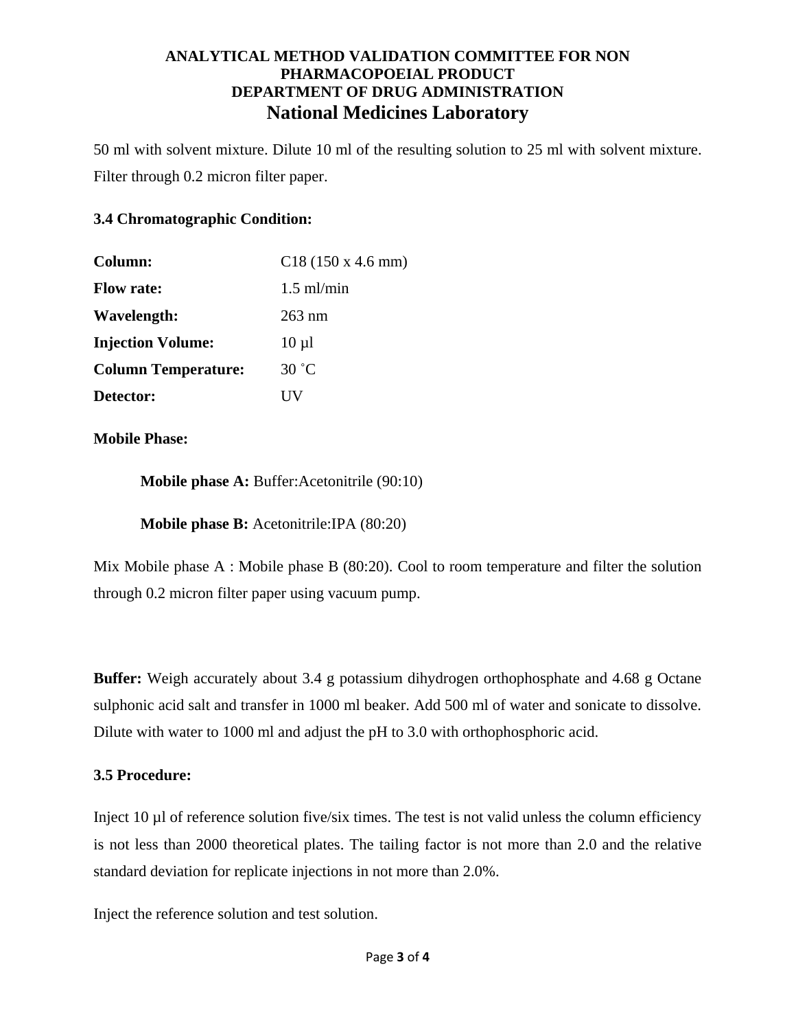50 ml with solvent mixture. Dilute 10 ml of the resulting solution to 25 ml with solvent mixture. Filter through 0.2 micron filter paper.

**3.4 Chromatographic Condition:**

| | |
|---|---|
| **Column:** | C18 (150 x 4.6 mm) |
| **Flow rate:** | 1.5 ml/min |
| **Wavelength:** | 263 nm |
| **Injection Volume:** | 10 µl |
| **Column Temperature:** | 30 ˚C |
| **Detector:** | UV |

**Mobile Phase:**

**Mobile phase A:** Buffer:Acetonitrile (90:10)

**Mobile phase B:** Acetonitrile:IPA (80:20)

Mix Mobile phase A : Mobile phase B (80:20). Cool to room temperature and filter the solution through 0.2 micron filter paper using vacuum pump.

**Buffer:** Weigh accurately about 3.4 g potassium dihydrogen orthophosphate and 4.68 g Octane sulphonic acid salt and transfer in 1000 ml beaker. Add 500 ml of water and sonicate to dissolve. Dilute with water to 1000 ml and adjust the pH to 3.0 with orthophosphoric acid.

**3.5 Procedure:**

Inject 10 µl of reference solution five/six times. The test is not valid unless the column efficiency is not less than 2000 theoretical plates. The tailing factor is not more than 2.0 and the relative standard deviation for replicate injections in not more than 2.0%.

Inject the reference solution and test solution.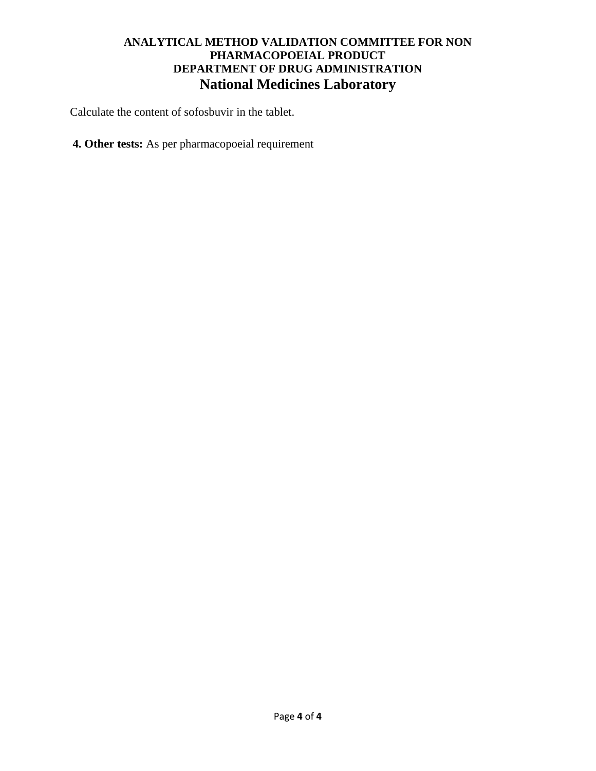Calculate the content of sofosbuvir in the tablet.

**4. Other tests:** As per pharmacopoeial requirement